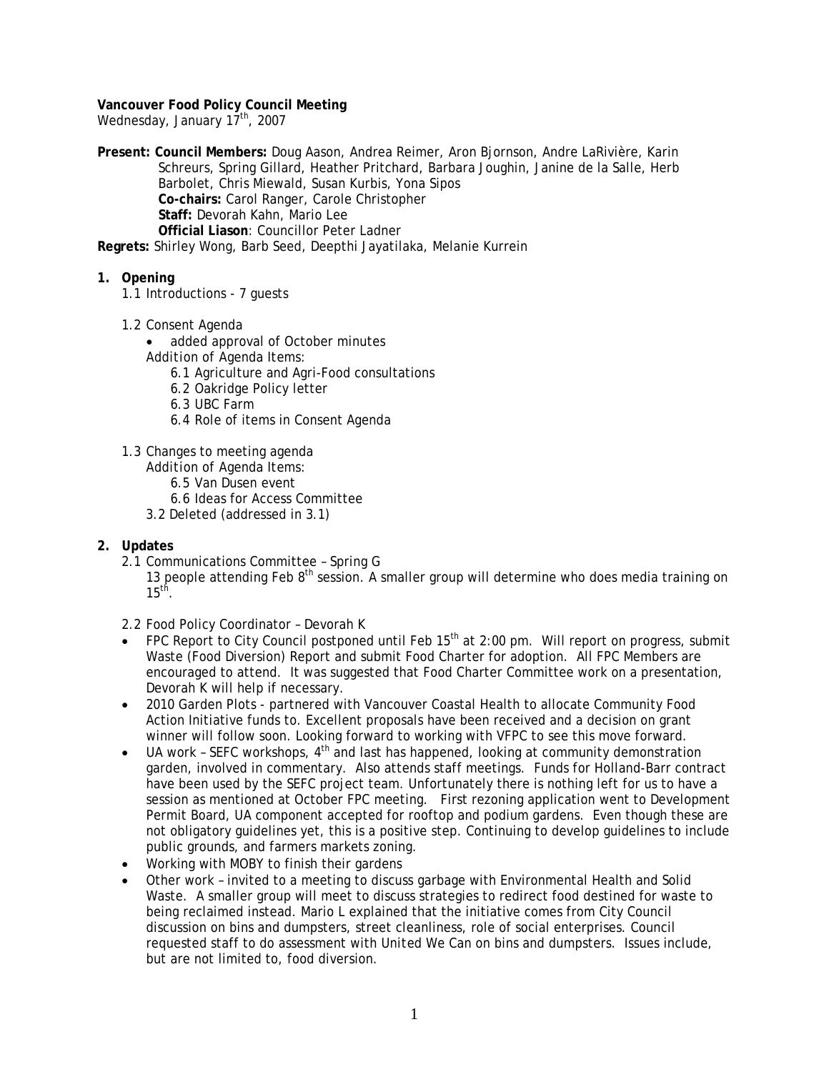**Vancouver Food Policy Council Meeting**
Wednesday, January 17th, 2007

**Present: Council Members:** Doug Aason, Andrea Reimer, Aron Bjornson, Andre LaRivière, Karin Schreurs, Spring Gillard, Heather Pritchard, Barbara Joughin, Janine de la Salle, Herb Barbolet, Chris Miewald, Susan Kurbis, Yona Sipos
**Co-chairs:** Carol Ranger, Carole Christopher
**Staff:** Devorah Kahn, Mario Lee
**Official Liason**: Councillor Peter Ladner
**Regrets:** Shirley Wong, Barb Seed, Deepthi Jayatilaka, Melanie Kurrein

1. **Opening**
   1.1 Introductions - 7 guests

   1.2 Consent Agenda
   - added approval of October minutes

   Addition of Agenda Items:
   6.1 Agriculture and Agri-Food consultations
   6.2 Oakridge Policy letter
   6.3 UBC Farm
   6.4 Role of items in Consent Agenda

   1.3 Changes to meeting agenda
   Addition of Agenda Items:
   6.5 Van Dusen event
   6.6 Ideas for Access Committee
   3.2 Deleted (addressed in 3.1)

2. **Updates**
   2.1 Communications Committee – Spring G
   13 people attending Feb 8th session. A smaller group will determine who does media training on 15th.

   2.2 Food Policy Coordinator – Devorah K
   - FPC Report to City Council postponed until Feb 15th at 2:00 pm. Will report on progress, submit Waste (Food Diversion) Report and submit Food Charter for adoption. All FPC Members are encouraged to attend. It was suggested that Food Charter Committee work on a presentation, Devorah K will help if necessary.
   - 2010 Garden Plots - partnered with Vancouver Coastal Health to allocate Community Food Action Initiative funds to. Excellent proposals have been received and a decision on grant winner will follow soon. Looking forward to working with VFPC to see this move forward.
   - UA work – SEFC workshops, 4th and last has happened, looking at community demonstration garden, involved in commentary. Also attends staff meetings. Funds for Holland-Barr contract have been used by the SEFC project team. Unfortunately there is nothing left for us to have a session as mentioned at October FPC meeting. First rezoning application went to Development Permit Board, UA component accepted for rooftop and podium gardens. Even though these are not obligatory guidelines yet, this is a positive step. Continuing to develop guidelines to include public grounds, and farmers markets zoning.
   - Working with MOBY to finish their gardens
   - Other work – invited to a meeting to discuss garbage with Environmental Health and Solid Waste. A smaller group will meet to discuss strategies to redirect food destined for waste to being reclaimed instead. Mario L explained that the initiative comes from City Council discussion on bins and dumpsters, street cleanliness, role of social enterprises. Council requested staff to do assessment with United We Can on bins and dumpsters. Issues include, but are not limited to, food diversion.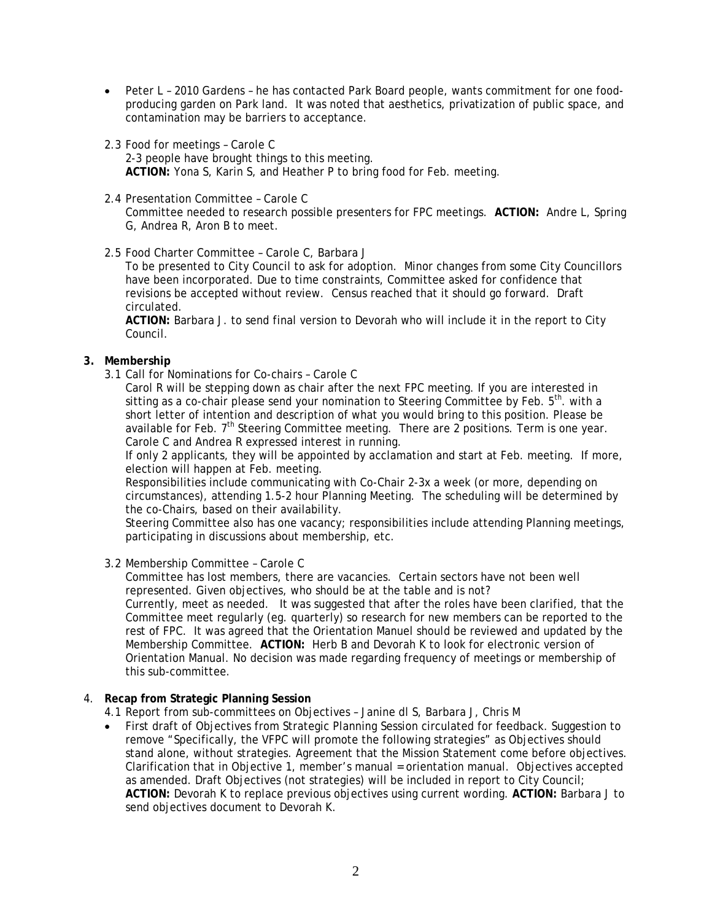- Peter L – 2010 Gardens – he has contacted Park Board people, wants commitment for one food-producing garden on Park land. It was noted that aesthetics, privatization of public space, and contamination may be barriers to acceptance.

2.3 Food for meetings – Carole C

2-3 people have brought things to this meeting.
**ACTION:** Yona S, Karin S, and Heather P to bring food for Feb. meeting.

2.4 Presentation Committee – Carole C

Committee needed to research possible presenters for FPC meetings. **ACTION:** Andre L, Spring G, Andrea R, Aron B to meet.

2.5 Food Charter Committee – Carole C, Barbara J

To be presented to City Council to ask for adoption. Minor changes from some City Councillors have been incorporated. Due to time constraints, Committee asked for confidence that revisions be accepted without review. Census reached that it should go forward. Draft circulated.
**ACTION:** Barbara J. to send final version to Devorah who will include it in the report to City Council.

## 3. Membership

3.1 Call for Nominations for Co-chairs – Carole C

Carol R will be stepping down as chair after the next FPC meeting. If you are interested in sitting as a co-chair please send your nomination to Steering Committee by Feb. 5th. with a short letter of intention and description of what you would bring to this position. Please be available for Feb. 7th Steering Committee meeting. There are 2 positions. Term is one year. Carole C and Andrea R expressed interest in running.

If only 2 applicants, they will be appointed by acclamation and start at Feb. meeting. If more, election will happen at Feb. meeting.

Responsibilities include communicating with Co-Chair 2-3x a week (or more, depending on circumstances), attending 1.5-2 hour Planning Meeting. The scheduling will be determined by the co-Chairs, based on their availability.

Steering Committee also has one vacancy; responsibilities include attending Planning meetings, participating in discussions about membership, etc.

3.2 Membership Committee – Carole C

Committee has lost members, there are vacancies. Certain sectors have not been well represented. Given objectives, who should be at the table and is not?

Currently, meet as needed. It was suggested that after the roles have been clarified, that the Committee meet regularly (eg. quarterly) so research for new members can be reported to the rest of FPC. It was agreed that the Orientation Manuel should be reviewed and updated by the Membership Committee. **ACTION:** Herb B and Devorah K to look for electronic version of Orientation Manual. No decision was made regarding frequency of meetings or membership of this sub-committee.

## 4. Recap from Strategic Planning Session

4.1 Report from sub-committees on Objectives – Janine dl S, Barbara J, Chris M

- First draft of Objectives from Strategic Planning Session circulated for feedback. Suggestion to remove "Specifically, the VFPC will promote the following strategies" as Objectives should stand alone, without strategies. Agreement that the Mission Statement come before objectives. Clarification that in Objective 1, member's manual = orientation manual. Objectives accepted as amended. Draft Objectives (not strategies) will be included in report to City Council; **ACTION:** Devorah K to replace previous objectives using current wording. **ACTION:** Barbara J to send objectives document to Devorah K.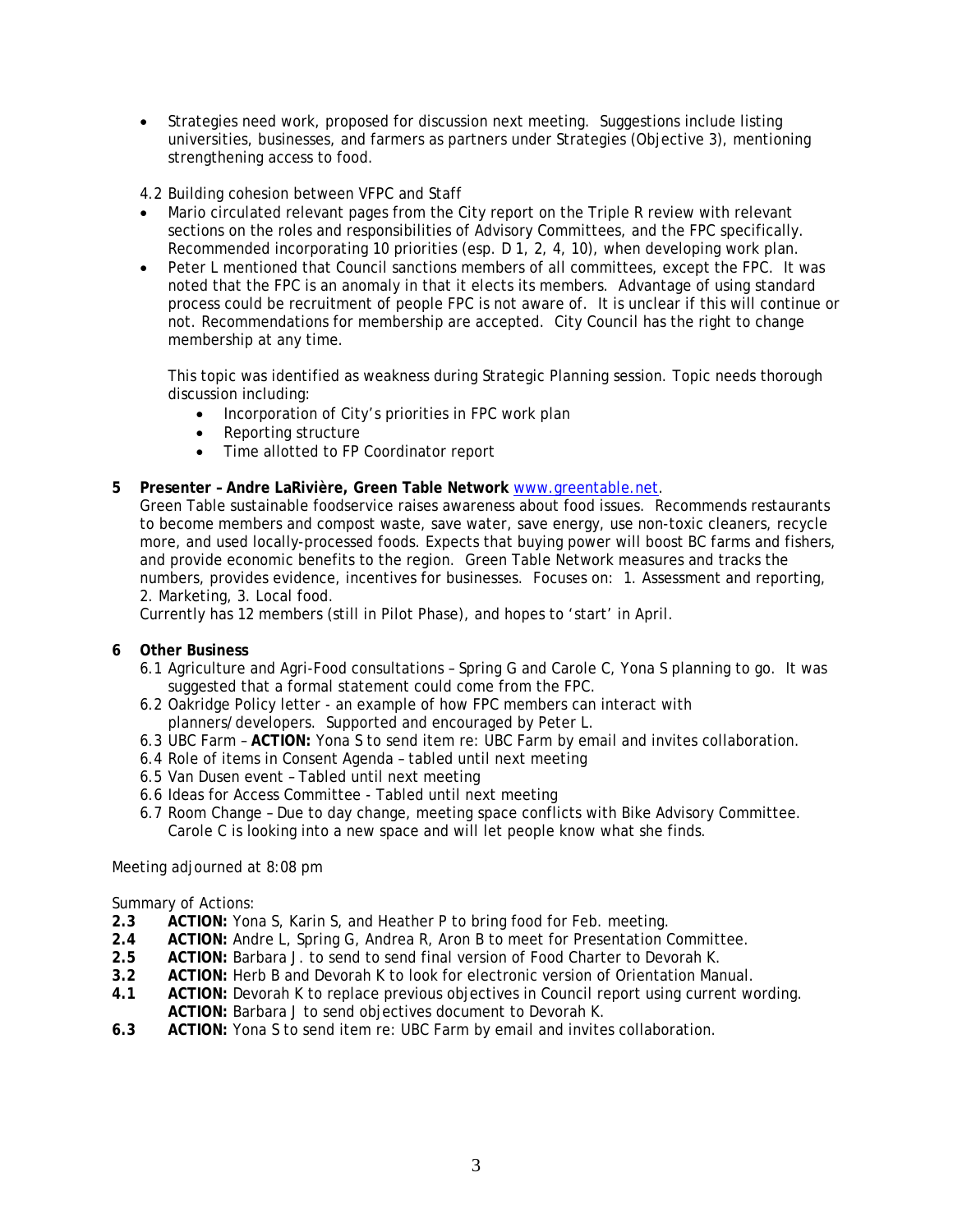- Strategies need work, proposed for discussion next meeting. Suggestions include listing universities, businesses, and farmers as partners under Strategies (Objective 3), mentioning strengthening access to food.

4.2 Building cohesion between VFPC and Staff

- Mario circulated relevant pages from the City report on the Triple R review with relevant sections on the roles and responsibilities of Advisory Committees, and the FPC specifically. Recommended incorporating 10 priorities (esp. D 1, 2, 4, 10), when developing work plan.
- Peter L mentioned that Council sanctions members of all committees, except the FPC. It was noted that the FPC is an anomaly in that it elects its members. Advantage of using standard process could be recruitment of people FPC is not aware of. It is unclear if this will continue or not. Recommendations for membership are accepted. City Council has the right to change membership at any time.

  This topic was identified as weakness during Strategic Planning session. Topic needs thorough discussion including:
  - Incorporation of City's priorities in FPC work plan
  - Reporting structure
  - Time allotted to FP Coordinator report

**5 Presenter – Andre LaRivière, Green Table Network** www.greentable.net.

Green Table sustainable foodservice raises awareness about food issues. Recommends restaurants to become members and compost waste, save water, save energy, use non-toxic cleaners, recycle more, and used locally-processed foods. Expects that buying power will boost BC farms and fishers, and provide economic benefits to the region. Green Table Network measures and tracks the numbers, provides evidence, incentives for businesses. Focuses on: 1. Assessment and reporting, 2. Marketing, 3. Local food.

Currently has 12 members (still in Pilot Phase), and hopes to 'start' in April.

**6 Other Business**

6.1 Agriculture and Agri-Food consultations – Spring G and Carole C, Yona S planning to go. It was suggested that a formal statement could come from the FPC.

6.2 Oakridge Policy letter - an example of how FPC members can interact with planners/developers. Supported and encouraged by Peter L.

6.3 UBC Farm – **ACTION:** Yona S to send item re: UBC Farm by email and invites collaboration.

6.4 Role of items in Consent Agenda – tabled until next meeting

6.5 Van Dusen event – Tabled until next meeting

6.6 Ideas for Access Committee - Tabled until next meeting

6.7 Room Change – Due to day change, meeting space conflicts with Bike Advisory Committee. Carole C is looking into a new space and will let people know what she finds.

Meeting adjourned at 8:08 pm

Summary of Actions:

**2.3** **ACTION:** Yona S, Karin S, and Heather P to bring food for Feb. meeting.

**2.4** **ACTION:** Andre L, Spring G, Andrea R, Aron B to meet for Presentation Committee.

**2.5** **ACTION:** Barbara J. to send to send final version of Food Charter to Devorah K.

**3.2** **ACTION:** Herb B and Devorah K to look for electronic version of Orientation Manual.

**4.1** **ACTION:** Devorah K to replace previous objectives in Council report using current wording.
**ACTION:** Barbara J to send objectives document to Devorah K.

**6.3** **ACTION:** Yona S to send item re: UBC Farm by email and invites collaboration.